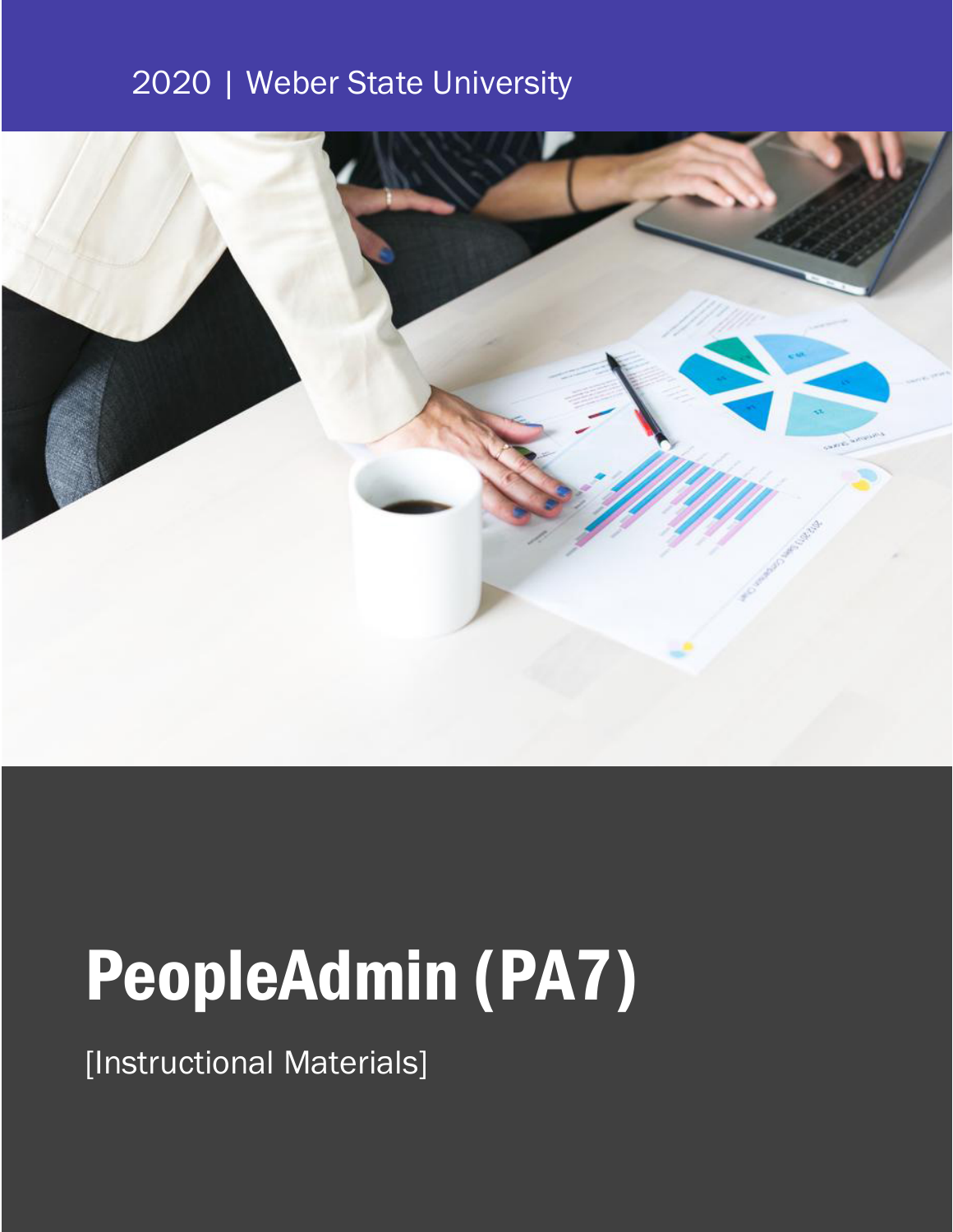2020 | Weber State University

# PeopleAdmin (PA7)

[Instructional Materials]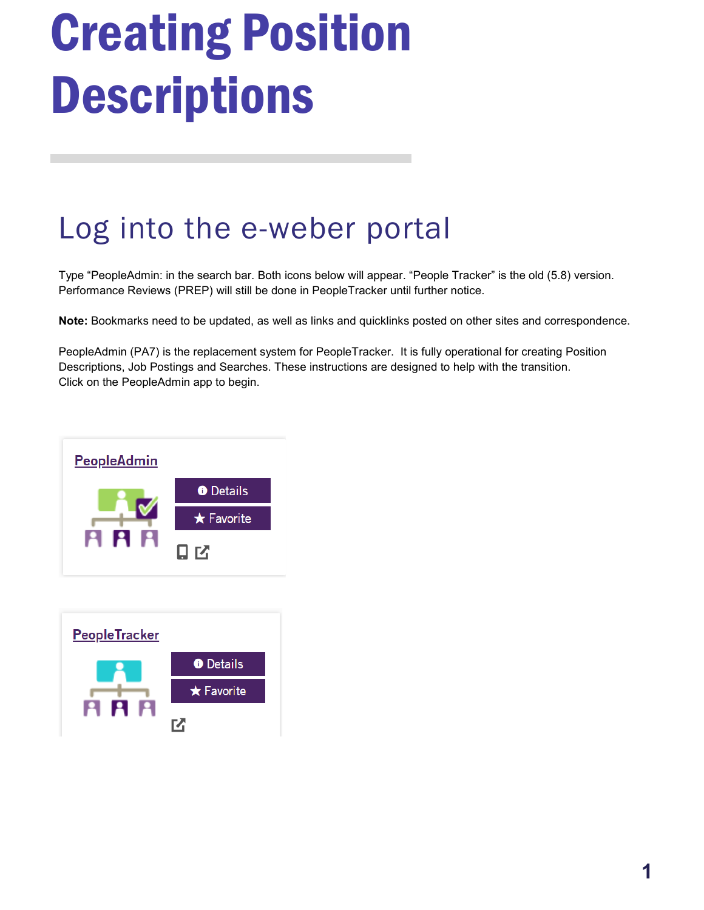# Creating Position Descriptions

## Log into the e-weber portal

Type “PeopleAdmin: in the search bar. Both icons below will appear. “People Tracker” is the old (5.8) version. Performance Reviews (PREP) will still be done in PeopleTracker until further notice.

**Note:** Bookmarks need to be updated, as well as links and quicklinks posted on other sites and correspondence.

PeopleAdmin (PA7) is the replacement system for PeopleTracker. It is fully operational for creating Position Descriptions, Job Postings and Searches. These instructions are designed to help with the transition.
Click on the PeopleAdmin app to begin.

PeopleAdmin

Details

Favorite

PeopleTracker

Details

Favorite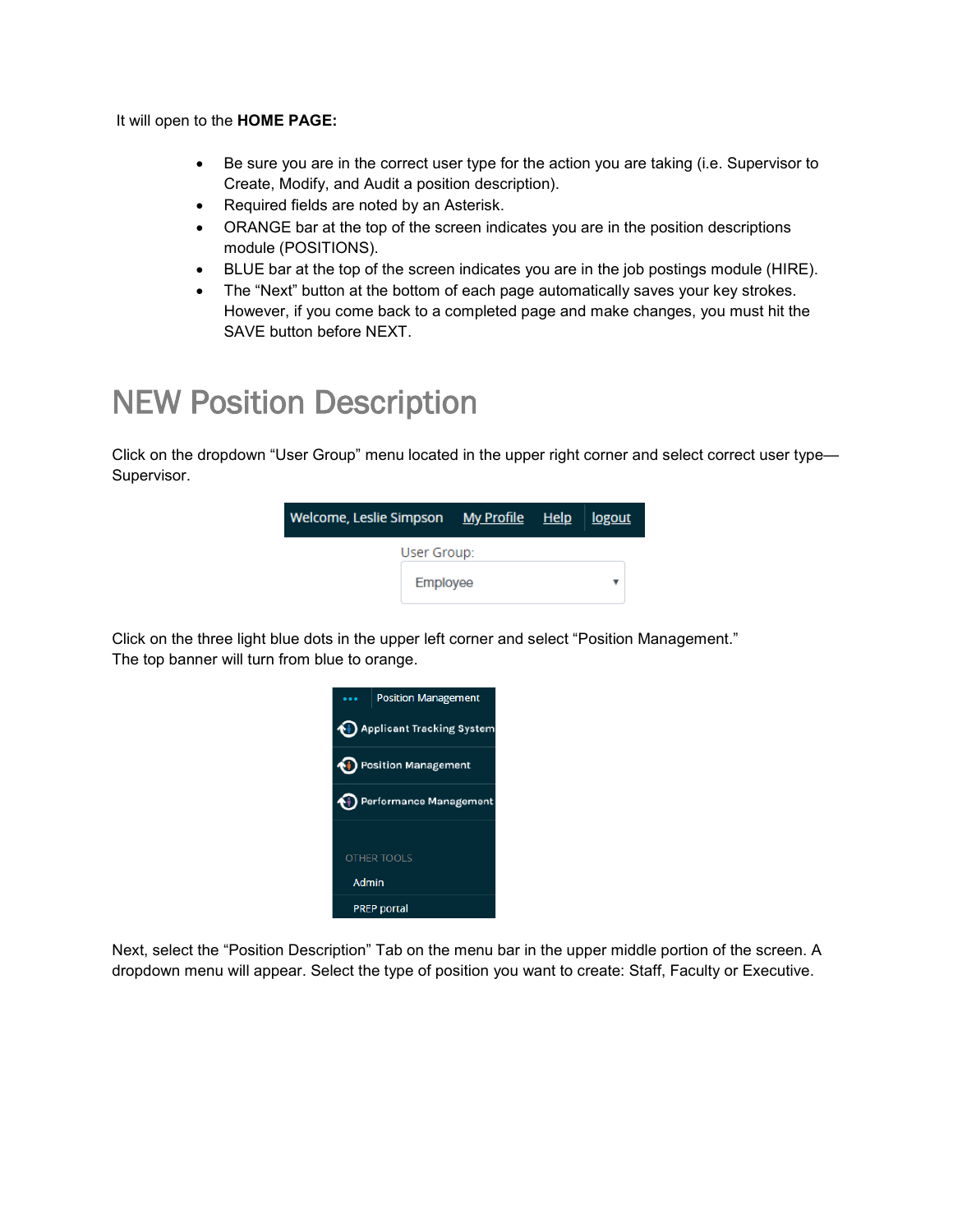It will open to the **HOME PAGE:**

- Be sure you are in the correct user type for the action you are taking (i.e. Supervisor to Create, Modify, and Audit a position description).
- Required fields are noted by an Asterisk.
- ORANGE bar at the top of the screen indicates you are in the position descriptions module (POSITIONS).
- BLUE bar at the top of the screen indicates you are in the job postings module (HIRE).
- The "Next" button at the bottom of each page automatically saves your key strokes. However, if you come back to a completed page and make changes, you must hit the SAVE button before NEXT.

# NEW Position Description

Click on the dropdown "User Group" menu located in the upper right corner and select correct user type—Supervisor.

Welcome, Leslie Simpson My Profile Help logout

User Group:

Employee

Click on the three light blue dots in the upper left corner and select "Position Management." The top banner will turn from blue to orange.

Position Management

Applicant Tracking System

Position Management

Performance Management

OTHER TOOLS

Admin

PREP portal

Next, select the "Position Description" Tab on the menu bar in the upper middle portion of the screen. A dropdown menu will appear. Select the type of position you want to create: Staff, Faculty or Executive.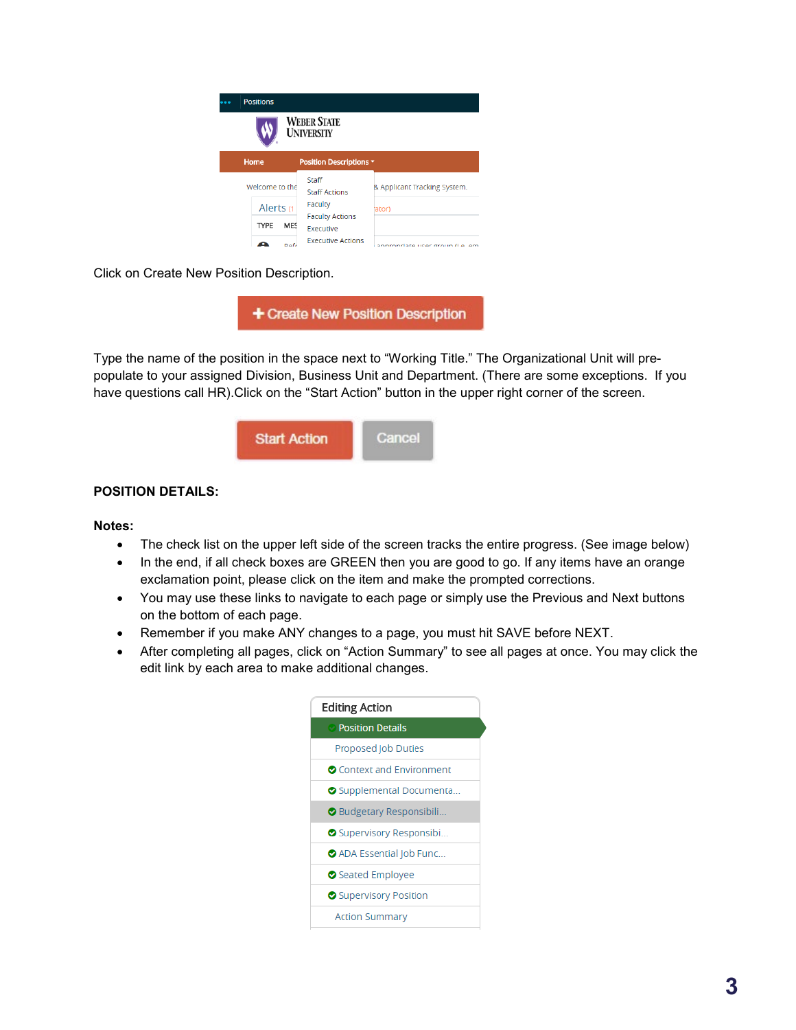Click on Create New Position Description.

Type the name of the position in the space next to "Working Title." The Organizational Unit will pre-populate to your assigned Division, Business Unit and Department. (There are some exceptions. If you have questions call HR).Click on the "Start Action" button in the upper right corner of the screen.

**POSITION DETAILS:**

**Notes:**

- The check list on the upper left side of the screen tracks the entire progress. (See image below)
- In the end, if all check boxes are GREEN then you are good to go. If any items have an orange exclamation point, please click on the item and make the prompted corrections.
- You may use these links to navigate to each page or simply use the Previous and Next buttons on the bottom of each page.
- Remember if you make ANY changes to a page, you must hit SAVE before NEXT.
- After completing all pages, click on "Action Summary" to see all pages at once. You may click the edit link by each area to make additional changes.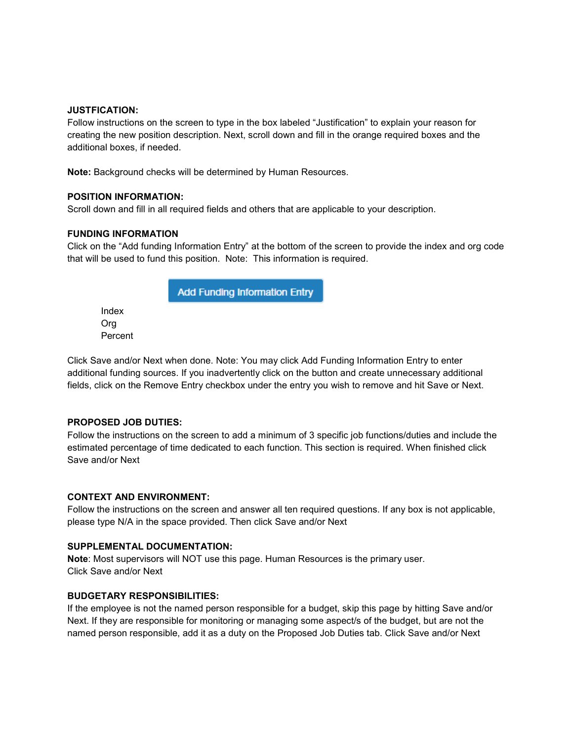**JUSTFICATION:**

Follow instructions on the screen to type in the box labeled "Justification" to explain your reason for creating the new position description. Next, scroll down and fill in the orange required boxes and the additional boxes, if needed.

**Note:** Background checks will be determined by Human Resources.

**POSITION INFORMATION:**

Scroll down and fill in all required fields and others that are applicable to your description.

**FUNDING INFORMATION**

Click on the "Add funding Information Entry" at the bottom of the screen to provide the index and org code that will be used to fund this position. Note: This information is required.

Add Funding Information Entry

Index
Org
Percent

Click Save and/or Next when done. Note: You may click Add Funding Information Entry to enter additional funding sources. If you inadvertently click on the button and create unnecessary additional fields, click on the Remove Entry checkbox under the entry you wish to remove and hit Save or Next.

**PROPOSED JOB DUTIES:**

Follow the instructions on the screen to add a minimum of 3 specific job functions/duties and include the estimated percentage of time dedicated to each function. This section is required. When finished click Save and/or Next

**CONTEXT AND ENVIRONMENT:**

Follow the instructions on the screen and answer all ten required questions. If any box is not applicable, please type N/A in the space provided. Then click Save and/or Next

**SUPPLEMENTAL DOCUMENTATION:**

**Note**: Most supervisors will NOT use this page. Human Resources is the primary user.
Click Save and/or Next

**BUDGETARY RESPONSIBILITIES:**

If the employee is not the named person responsible for a budget, skip this page by hitting Save and/or Next. If they are responsible for monitoring or managing some aspect/s of the budget, but are not the named person responsible, add it as a duty on the Proposed Job Duties tab. Click Save and/or Next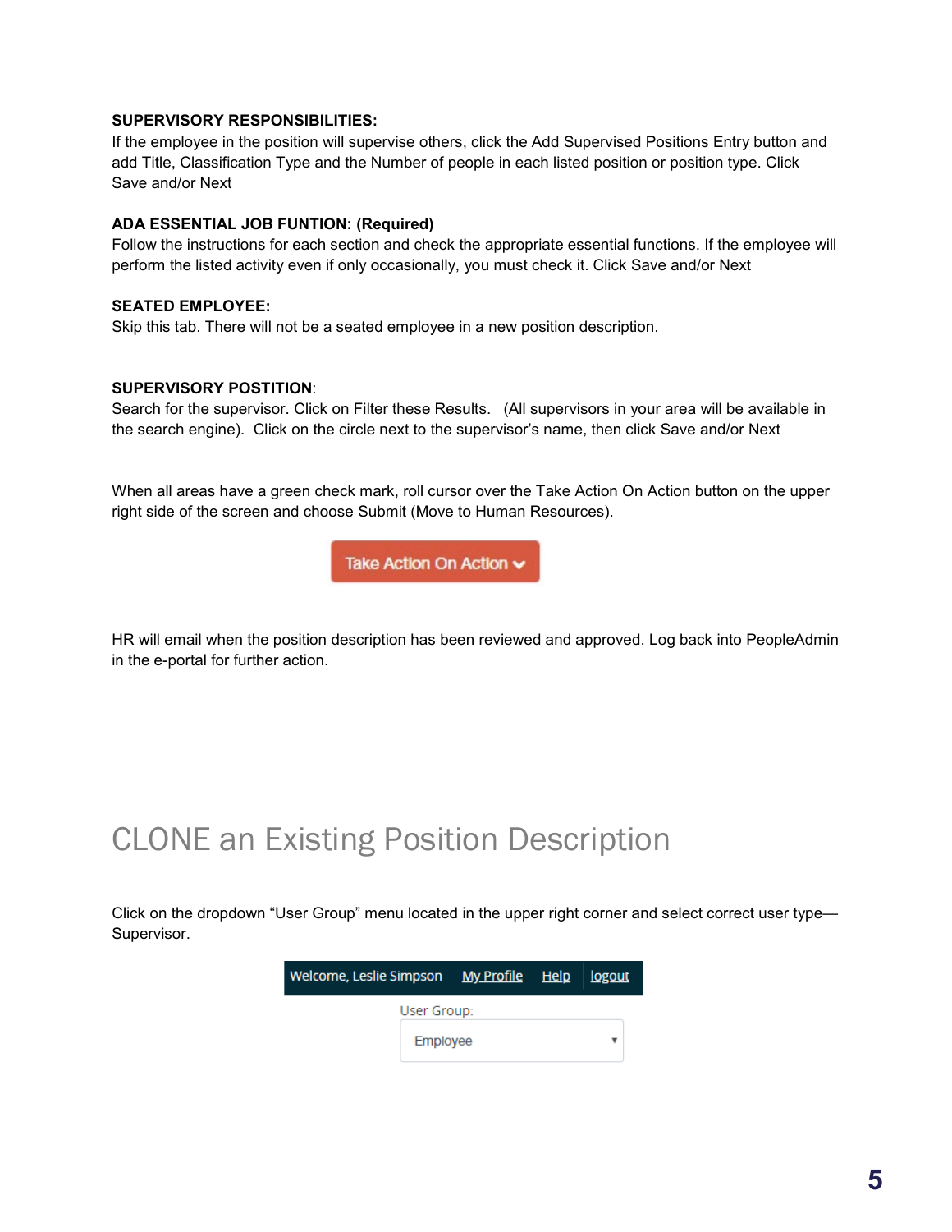**SUPERVISORY RESPONSIBILITIES:**
If the employee in the position will supervise others, click the Add Supervised Positions Entry button and add Title, Classification Type and the Number of people in each listed position or position type. Click Save and/or Next

**ADA ESSENTIAL JOB FUNTION: (Required)**
Follow the instructions for each section and check the appropriate essential functions. If the employee will perform the listed activity even if only occasionally, you must check it. Click Save and/or Next

**SEATED EMPLOYEE:**
Skip this tab. There will not be a seated employee in a new position description.

**SUPERVISORY POSTITION**:
Search for the supervisor. Click on Filter these Results. (All supervisors in your area will be available in the search engine). Click on the circle next to the supervisor's name, then click Save and/or Next

When all areas have a green check mark, roll cursor over the Take Action On Action button on the upper right side of the screen and choose Submit (Move to Human Resources).

Take Action On Action

HR will email when the position description has been reviewed and approved. Log back into PeopleAdmin in the e-portal for further action.

# CLONE an Existing Position Description

Click on the dropdown "User Group" menu located in the upper right corner and select correct user type—Supervisor.

Welcome, Leslie Simpson My Profile Help logout

User Group:

Employee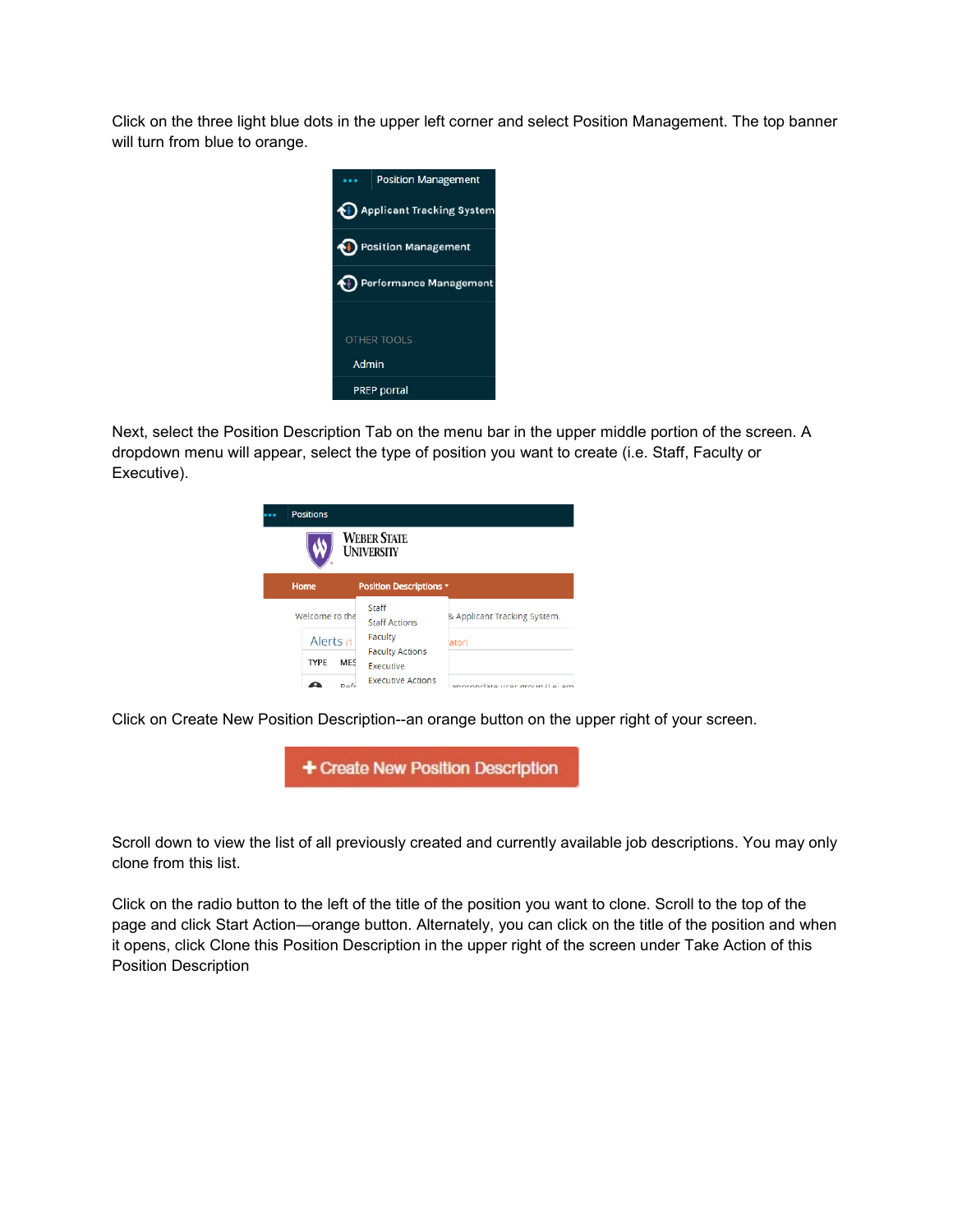Click on the three light blue dots in the upper left corner and select Position Management. The top banner will turn from blue to orange.

Next, select the Position Description Tab on the menu bar in the upper middle portion of the screen. A dropdown menu will appear, select the type of position you want to create (i.e. Staff, Faculty or Executive).

Click on Create New Position Description--an orange button on the upper right of your screen.

Scroll down to view the list of all previously created and currently available job descriptions. You may only clone from this list.

Click on the radio button to the left of the title of the position you want to clone. Scroll to the top of the page and click Start Action—orange button. Alternately, you can click on the title of the position and when it opens, click Clone this Position Description in the upper right of the screen under Take Action of this Position Description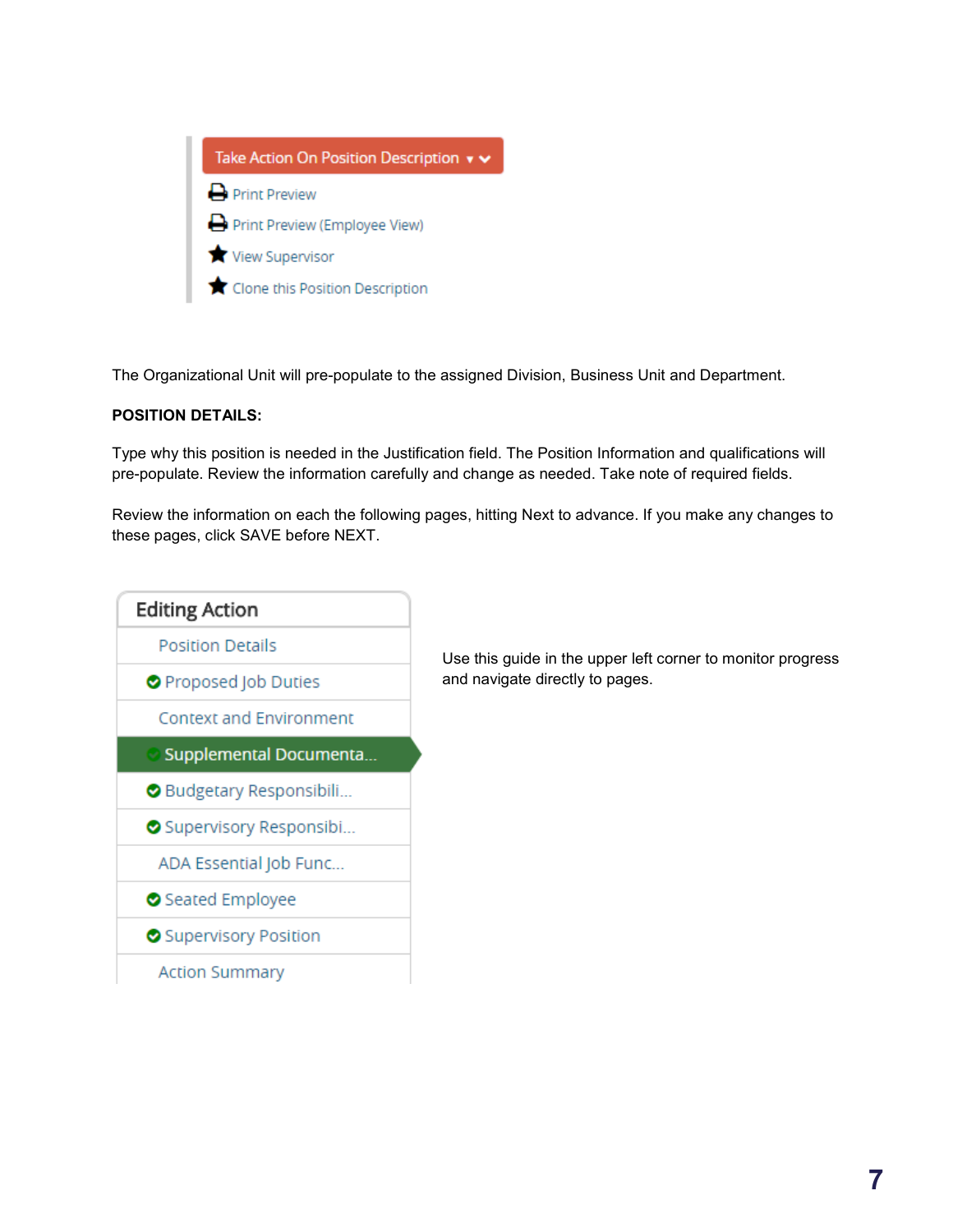Take Action On Position Description

- Print Preview
- Print Preview (Employee View)
- View Supervisor
- Clone this Position Description

The Organizational Unit will pre-populate to the assigned Division, Business Unit and Department.

**POSITION DETAILS:**

Type why this position is needed in the Justification field. The Position Information and qualifications will pre-populate. Review the information carefully and change as needed. Take note of required fields.

Review the information on each the following pages, hitting Next to advance. If you make any changes to these pages, click SAVE before NEXT.

**Editing Action**

- Position Details
- Proposed Job Duties
- Context and Environment
- Supplemental Documenta...
- Budgetary Responsibili...
- Supervisory Responsibi...
- ADA Essential Job Func...
- Seated Employee
- Supervisory Position
- Action Summary

Use this guide in the upper left corner to monitor progress and navigate directly to pages.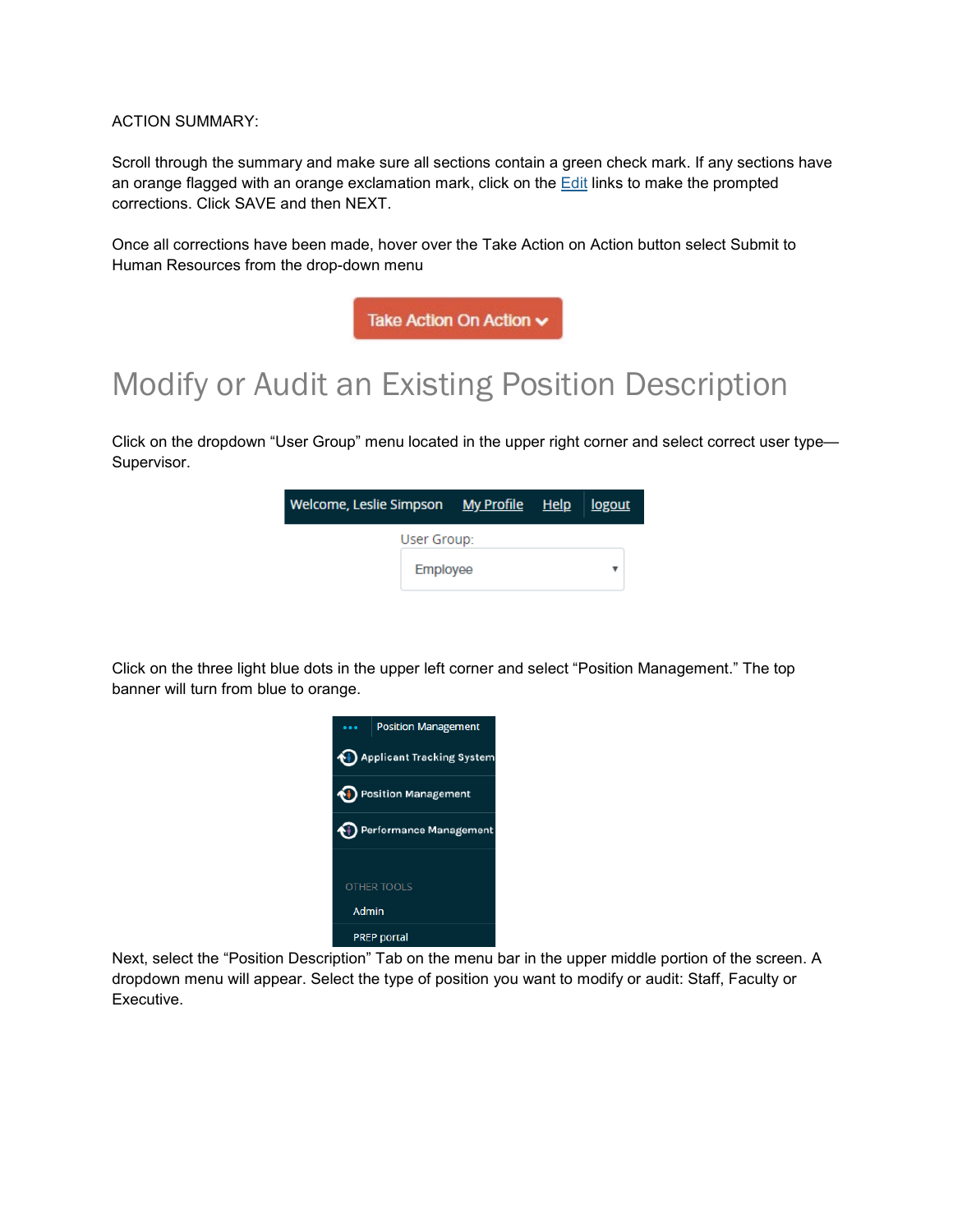ACTION SUMMARY:

Scroll through the summary and make sure all sections contain a green check mark. If any sections have an orange flagged with an orange exclamation mark, click on the Edit links to make the prompted corrections. Click SAVE and then NEXT.

Once all corrections have been made, hover over the Take Action on Action button select Submit to Human Resources from the drop-down menu

Take Action On Action

# Modify or Audit an Existing Position Description

Click on the dropdown "User Group" menu located in the upper right corner and select correct user type—Supervisor.

Welcome, Leslie Simpson My Profile Help logout

User Group:

Employee

Click on the three light blue dots in the upper left corner and select "Position Management." The top banner will turn from blue to orange.

Position Management

Applicant Tracking System

Position Management

Performance Management

OTHER TOOLS

Admin

PREP portal

Next, select the "Position Description" Tab on the menu bar in the upper middle portion of the screen. A dropdown menu will appear. Select the type of position you want to modify or audit: Staff, Faculty or Executive.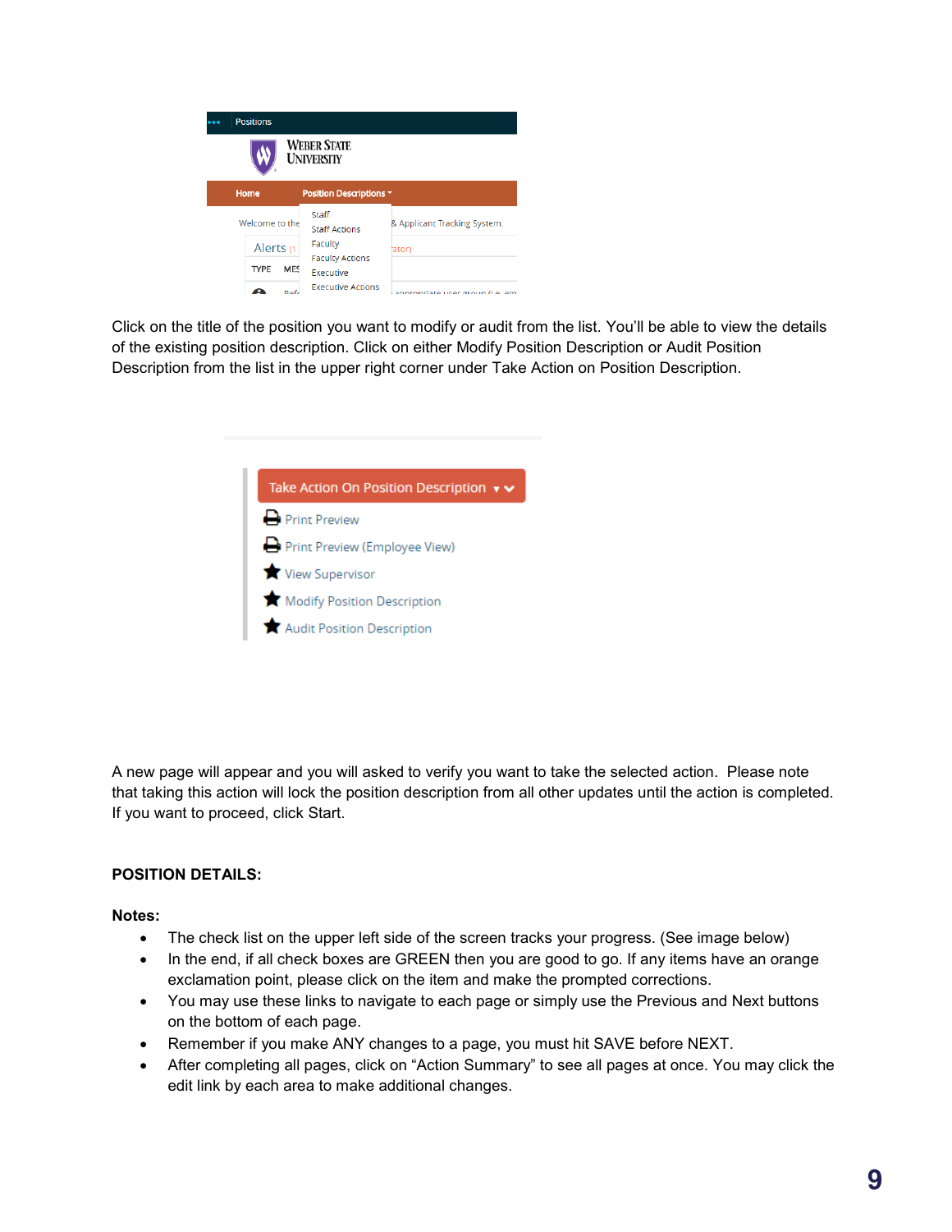Click on the title of the position you want to modify or audit from the list. You'll be able to view the details of the existing position description. Click on either Modify Position Description or Audit Position Description from the list in the upper right corner under Take Action on Position Description.

A new page will appear and you will asked to verify you want to take the selected action. Please note that taking this action will lock the position description from all other updates until the action is completed. If you want to proceed, click Start.

**POSITION DETAILS:**

**Notes:**

- The check list on the upper left side of the screen tracks your progress. (See image below)
- In the end, if all check boxes are GREEN then you are good to go. If any items have an orange exclamation point, please click on the item and make the prompted corrections.
- You may use these links to navigate to each page or simply use the Previous and Next buttons on the bottom of each page.
- Remember if you make ANY changes to a page, you must hit SAVE before NEXT.
- After completing all pages, click on "Action Summary" to see all pages at once. You may click the edit link by each area to make additional changes.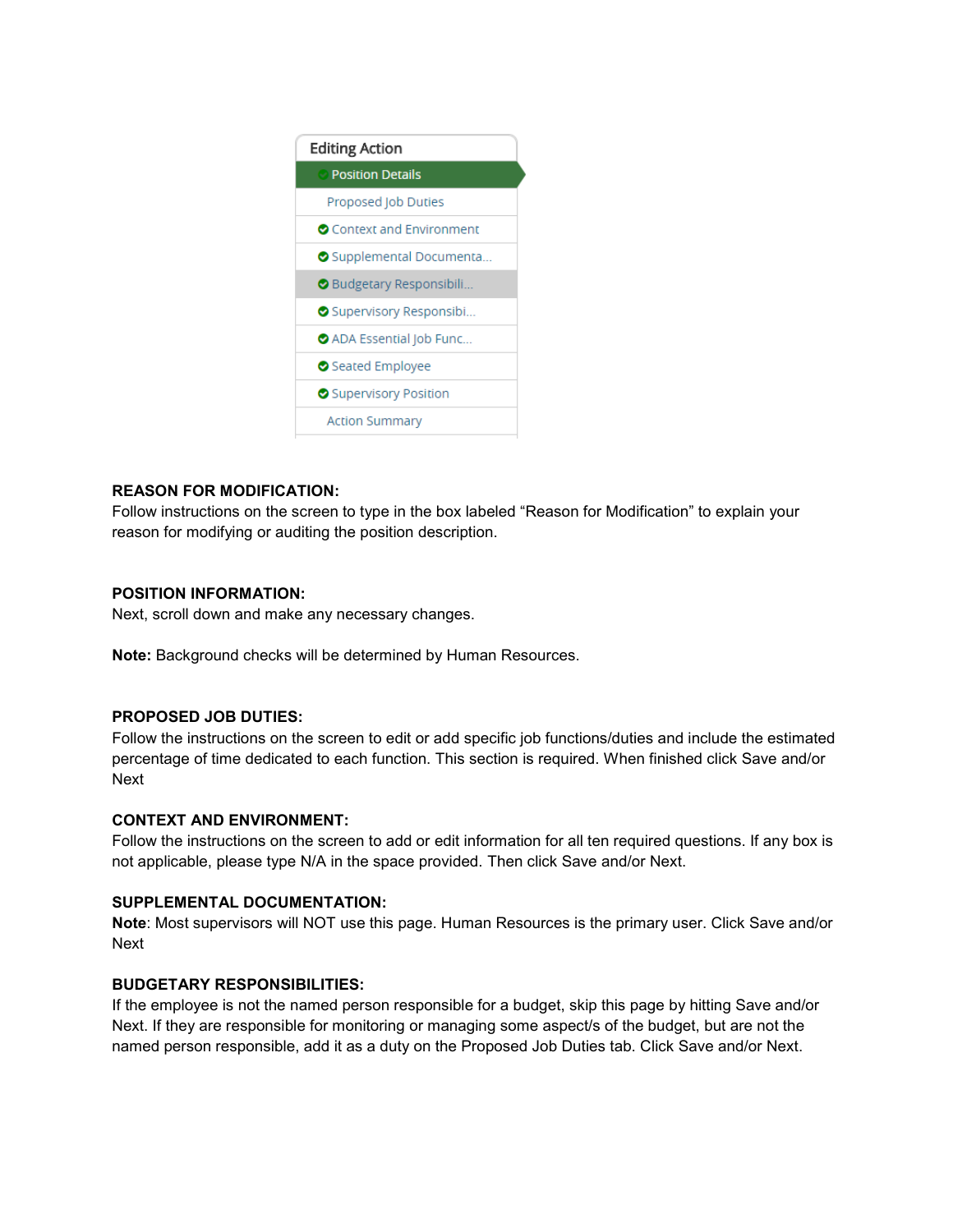Editing Action

- Position Details
- Proposed Job Duties
- Context and Environment
- Supplemental Documenta...
- Budgetary Responsibili...
- Supervisory Responsibi...
- ADA Essential Job Func...
- Seated Employee
- Supervisory Position
- Action Summary

**REASON FOR MODIFICATION:**
Follow instructions on the screen to type in the box labeled “Reason for Modification” to explain your reason for modifying or auditing the position description.

**POSITION INFORMATION:**
Next, scroll down and make any necessary changes.

**Note:** Background checks will be determined by Human Resources.

**PROPOSED JOB DUTIES:**
Follow the instructions on the screen to edit or add specific job functions/duties and include the estimated percentage of time dedicated to each function. This section is required. When finished click Save and/or Next

**CONTEXT AND ENVIRONMENT:**
Follow the instructions on the screen to add or edit information for all ten required questions. If any box is not applicable, please type N/A in the space provided. Then click Save and/or Next.

**SUPPLEMENTAL DOCUMENTATION:**
**Note**: Most supervisors will NOT use this page. Human Resources is the primary user. Click Save and/or Next

**BUDGETARY RESPONSIBILITIES:**
If the employee is not the named person responsible for a budget, skip this page by hitting Save and/or Next. If they are responsible for monitoring or managing some aspect/s of the budget, but are not the named person responsible, add it as a duty on the Proposed Job Duties tab. Click Save and/or Next.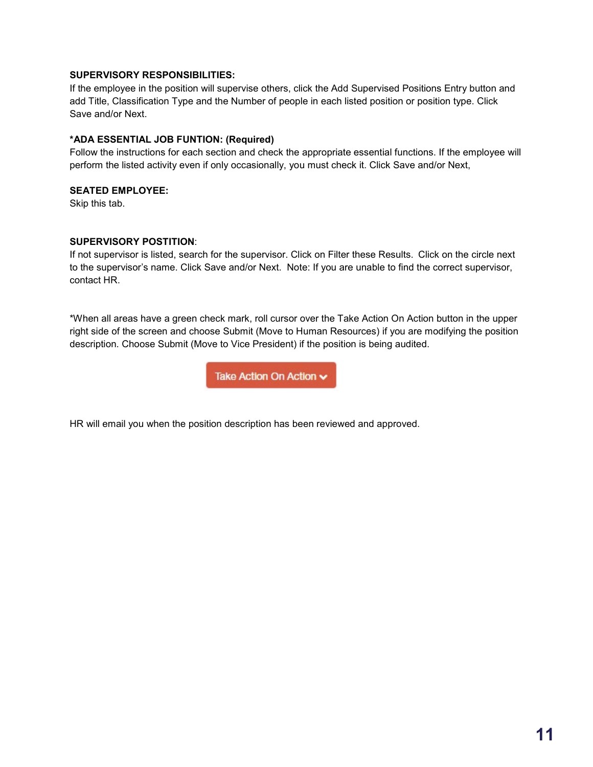**SUPERVISORY RESPONSIBILITIES:**
If the employee in the position will supervise others, click the Add Supervised Positions Entry button and add Title, Classification Type and the Number of people in each listed position or position type. Click Save and/or Next.

**\*ADA ESSENTIAL JOB FUNTION: (Required)**
Follow the instructions for each section and check the appropriate essential functions. If the employee will perform the listed activity even if only occasionally, you must check it. Click Save and/or Next,

**SEATED EMPLOYEE:**
Skip this tab.

**SUPERVISORY POSTITION**:
If not supervisor is listed, search for the supervisor. Click on Filter these Results. Click on the circle next to the supervisor's name. Click Save and/or Next. Note: If you are unable to find the correct supervisor, contact HR.

\*When all areas have a green check mark, roll cursor over the Take Action On Action button in the upper right side of the screen and choose Submit (Move to Human Resources) if you are modifying the position description. Choose Submit (Move to Vice President) if the position is being audited.

Take Action On Action

HR will email you when the position description has been reviewed and approved.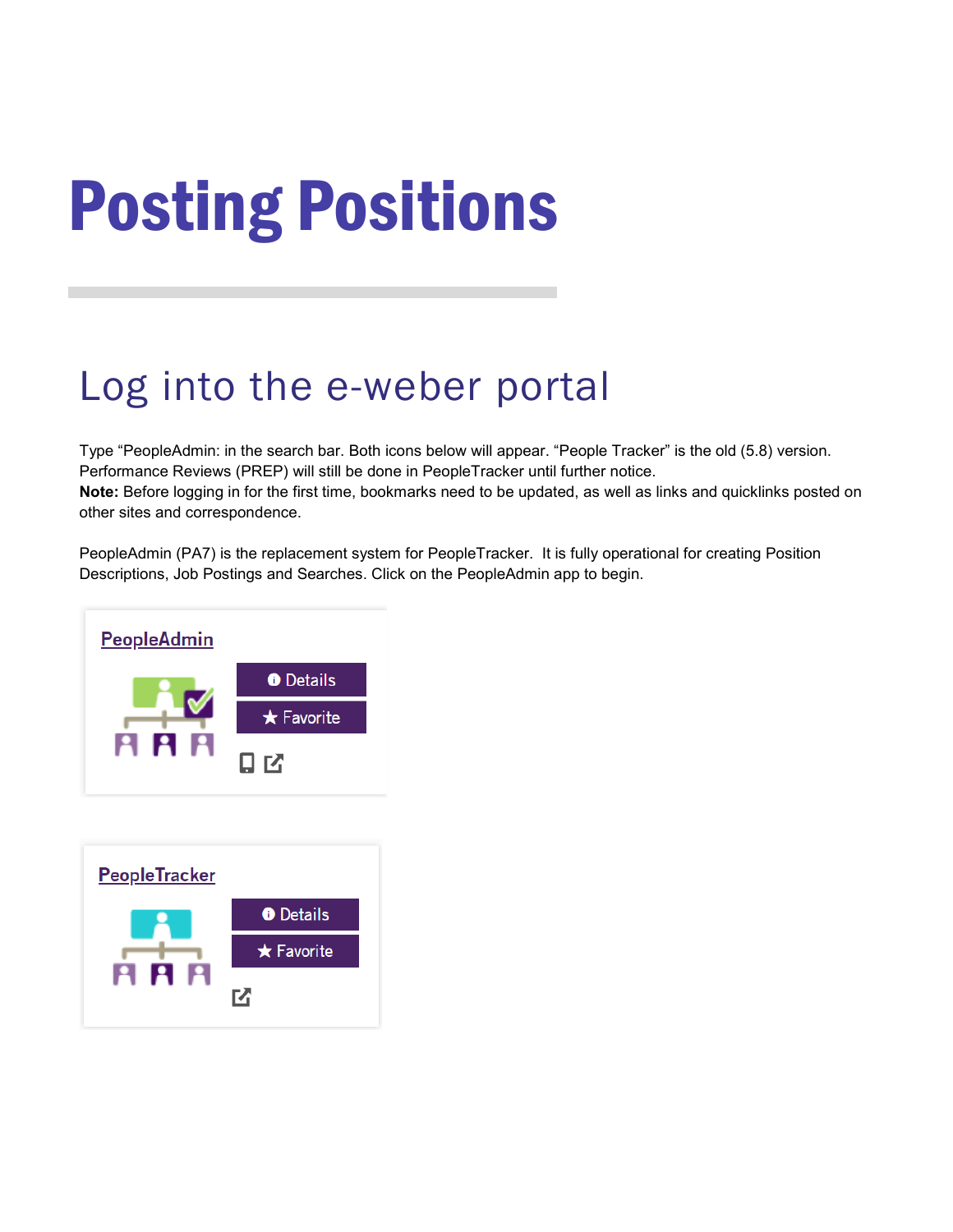# Posting Positions

## Log into the e-weber portal

Type “PeopleAdmin: in the search bar. Both icons below will appear. “People Tracker” is the old (5.8) version. Performance Reviews (PREP) will still be done in PeopleTracker until further notice.
**Note:** Before logging in for the first time, bookmarks need to be updated, as well as links and quicklinks posted on other sites and correspondence.

PeopleAdmin (PA7) is the replacement system for PeopleTracker. It is fully operational for creating Position Descriptions, Job Postings and Searches. Click on the PeopleAdmin app to begin.

PeopleAdmin

Details

Favorite

PeopleTracker

Details

Favorite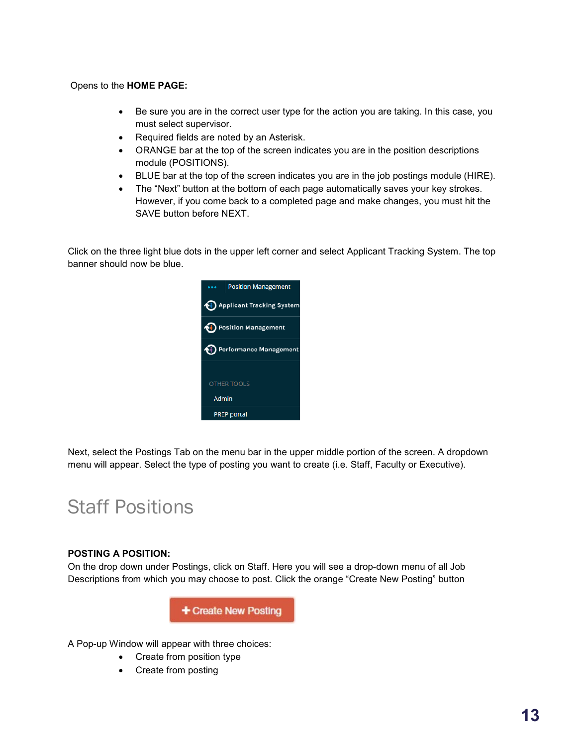Opens to the **HOME PAGE:**

- Be sure you are in the correct user type for the action you are taking. In this case, you must select supervisor.
- Required fields are noted by an Asterisk.
- ORANGE bar at the top of the screen indicates you are in the position descriptions module (POSITIONS).
- BLUE bar at the top of the screen indicates you are in the job postings module (HIRE).
- The "Next" button at the bottom of each page automatically saves your key strokes. However, if you come back to a completed page and make changes, you must hit the SAVE button before NEXT.

Click on the three light blue dots in the upper left corner and select Applicant Tracking System. The top banner should now be blue.

Position Management
Applicant Tracking System
Position Management
Performance Management
OTHER TOOLS
Admin
PREP portal

Next, select the Postings Tab on the menu bar in the upper middle portion of the screen. A dropdown menu will appear. Select the type of posting you want to create (i.e. Staff, Faculty or Executive).

# Staff Positions

**POSTING A POSITION:**

On the drop down under Postings, click on Staff. Here you will see a drop-down menu of all Job Descriptions from which you may choose to post. Click the orange "Create New Posting" button

+ Create New Posting

A Pop-up Window will appear with three choices:

- Create from position type
- Create from posting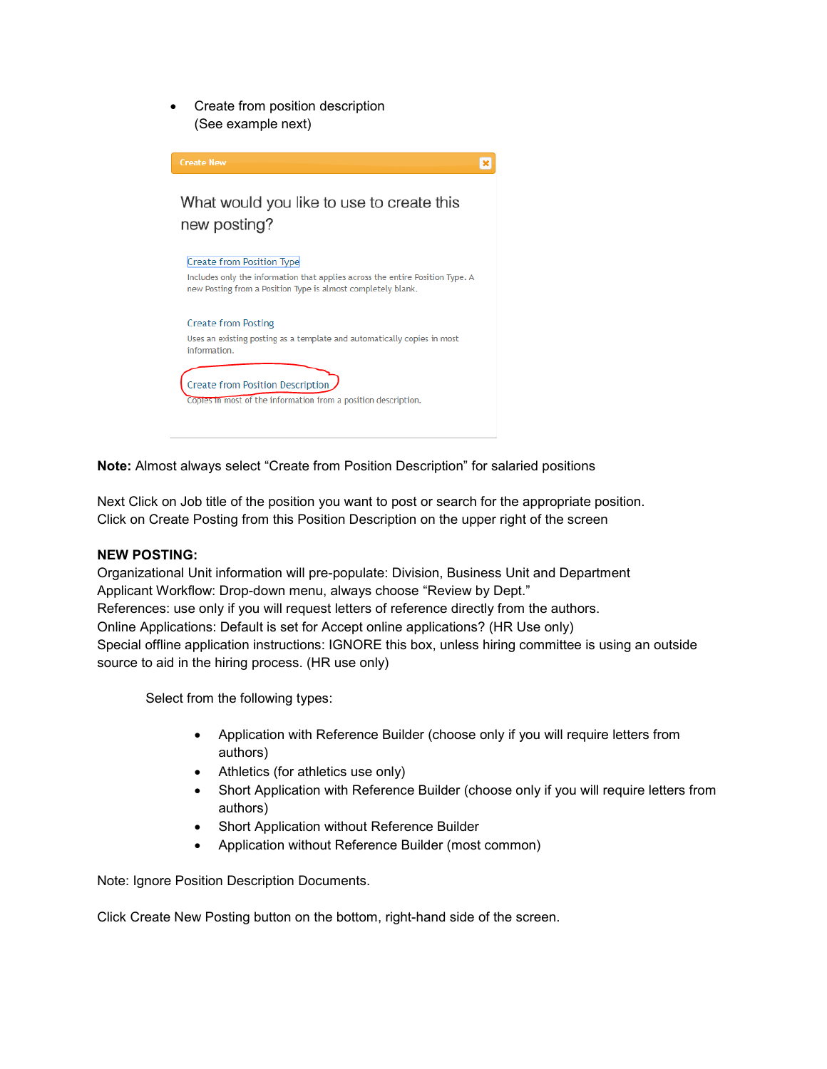- Create from position description
  (See example next)

Create New

What would you like to use to create this new posting?

Create from Position Type

Includes only the information that applies across the entire Position Type. A new Posting from a Position Type is almost completely blank.

Create from Posting

Uses an existing posting as a template and automatically copies in most information.

Create from Position Description

Copies in most of the information from a position description.

**Note:** Almost always select "Create from Position Description" for salaried positions

Next Click on Job title of the position you want to post or search for the appropriate position.
Click on Create Posting from this Position Description on the upper right of the screen

**NEW POSTING:**
Organizational Unit information will pre-populate: Division, Business Unit and Department
Applicant Workflow: Drop-down menu, always choose "Review by Dept."
References: use only if you will request letters of reference directly from the authors.
Online Applications: Default is set for Accept online applications? (HR Use only)
Special offline application instructions: IGNORE this box, unless hiring committee is using an outside source to aid in the hiring process. (HR use only)

Select from the following types:

- Application with Reference Builder (choose only if you will require letters from authors)
- Athletics (for athletics use only)
- Short Application with Reference Builder (choose only if you will require letters from authors)
- Short Application without Reference Builder
- Application without Reference Builder (most common)

Note: Ignore Position Description Documents.

Click Create New Posting button on the bottom, right-hand side of the screen.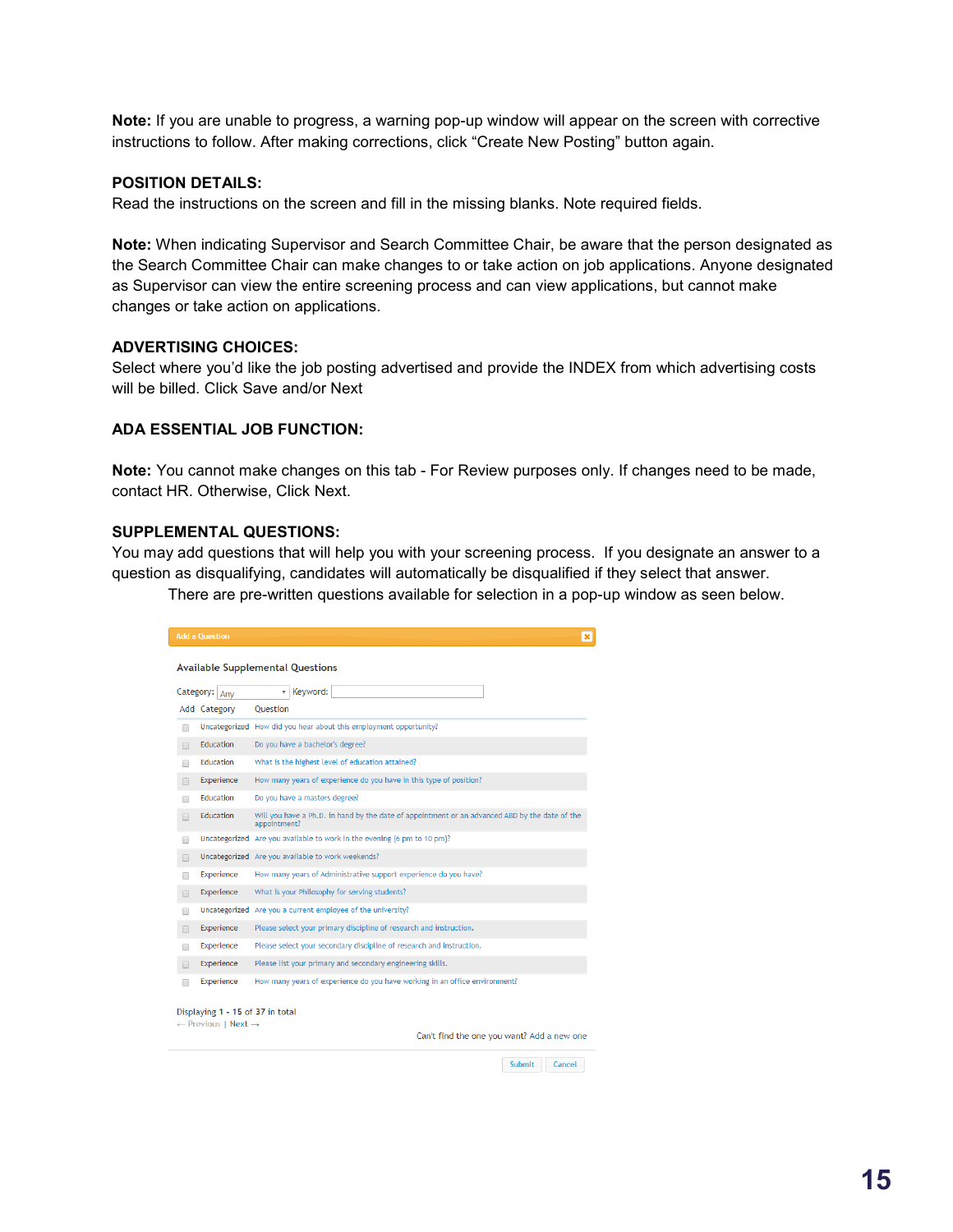**Note:** If you are unable to progress, a warning pop-up window will appear on the screen with corrective instructions to follow. After making corrections, click "Create New Posting" button again.

**POSITION DETAILS:**
Read the instructions on the screen and fill in the missing blanks. Note required fields.

**Note:** When indicating Supervisor and Search Committee Chair, be aware that the person designated as the Search Committee Chair can make changes to or take action on job applications. Anyone designated as Supervisor can view the entire screening process and can view applications, but cannot make changes or take action on applications.

**ADVERTISING CHOICES:**
Select where you'd like the job posting advertised and provide the INDEX from which advertising costs will be billed. Click Save and/or Next

**ADA ESSENTIAL JOB FUNCTION:**

**Note:** You cannot make changes on this tab - For Review purposes only. If changes need to be made, contact HR. Otherwise, Click Next.

**SUPPLEMENTAL QUESTIONS:**
You may add questions that will help you with your screening process. If you designate an answer to a question as disqualifying, candidates will automatically be disqualified if they select that answer.

There are pre-written questions available for selection in a pop-up window as seen below.

Add a Question

Available Supplemental Questions

Category: Any Keyword:

| Add | Category | Question |
|---|---|---|
| | Uncategorized | How did you hear about this employment opportunity? |
| | Education | Do you have a bachelor's degree? |
| | Education | What is the highest level of education attained? |
| | Experience | How many years of experience do you have in this type of position? |
| | Education | Do you have a masters degree? |
| | Education | Will you have a Ph.D. in hand by the date of appointment or an advanced ABD by the date of the appointment? |
| | Uncategorized | Are you available to work in the evening (6 pm to 10 pm)? |
| | Uncategorized | Are you available to work weekends? |
| | Experience | How many years of Administrative support experience do you have? |
| | Experience | What is your Philosophy for serving students? |
| | Uncategorized | Are you a current employee of the university? |
| | Experience | Please select your primary discipline of research and instruction. |
| | Experience | Please select your secondary discipline of research and instruction. |
| | Experience | Please list your primary and secondary engineering skills. |
| | Experience | How many years of experience do you have working in an office environment? |

Displaying 1 - 15 of 37 in total
← Previous | Next →

Can't find the one you want? Add a new one

Submit Cancel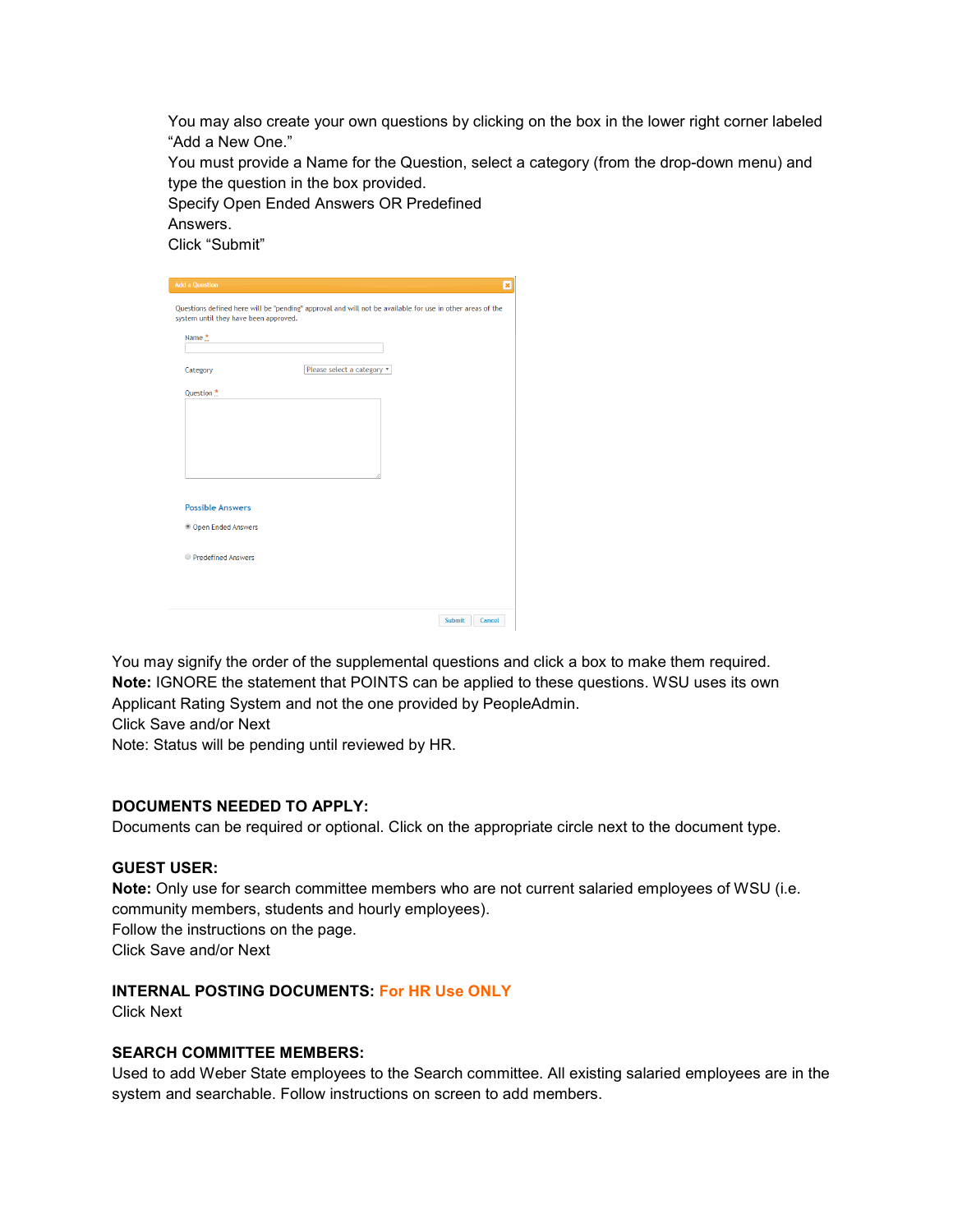You may also create your own questions by clicking on the box in the lower right corner labeled "Add a New One."
You must provide a Name for the Question, select a category (from the drop-down menu) and type the question in the box provided.
Specify Open Ended Answers OR Predefined Answers.
Click "Submit"

Add a Question

Questions defined here will be "pending" approval and will not be available for use in other areas of the system until they have been approved.

Name *

Category — Please select a category

Question *

Possible Answers

- Open Ended Answers
- Predefined Answers

Submit | Cancel

You may signify the order of the supplemental questions and click a box to make them required.
**Note:** IGNORE the statement that POINTS can be applied to these questions. WSU uses its own Applicant Rating System and not the one provided by PeopleAdmin.
Click Save and/or Next
Note: Status will be pending until reviewed by HR.

**DOCUMENTS NEEDED TO APPLY:**
Documents can be required or optional. Click on the appropriate circle next to the document type.

**GUEST USER:**
**Note:** Only use for search committee members who are not current salaried employees of WSU (i.e. community members, students and hourly employees).
Follow the instructions on the page.
Click Save and/or Next

**INTERNAL POSTING DOCUMENTS: For HR Use ONLY**
Click Next

**SEARCH COMMITTEE MEMBERS:**
Used to add Weber State employees to the Search committee. All existing salaried employees are in the system and searchable. Follow instructions on screen to add members.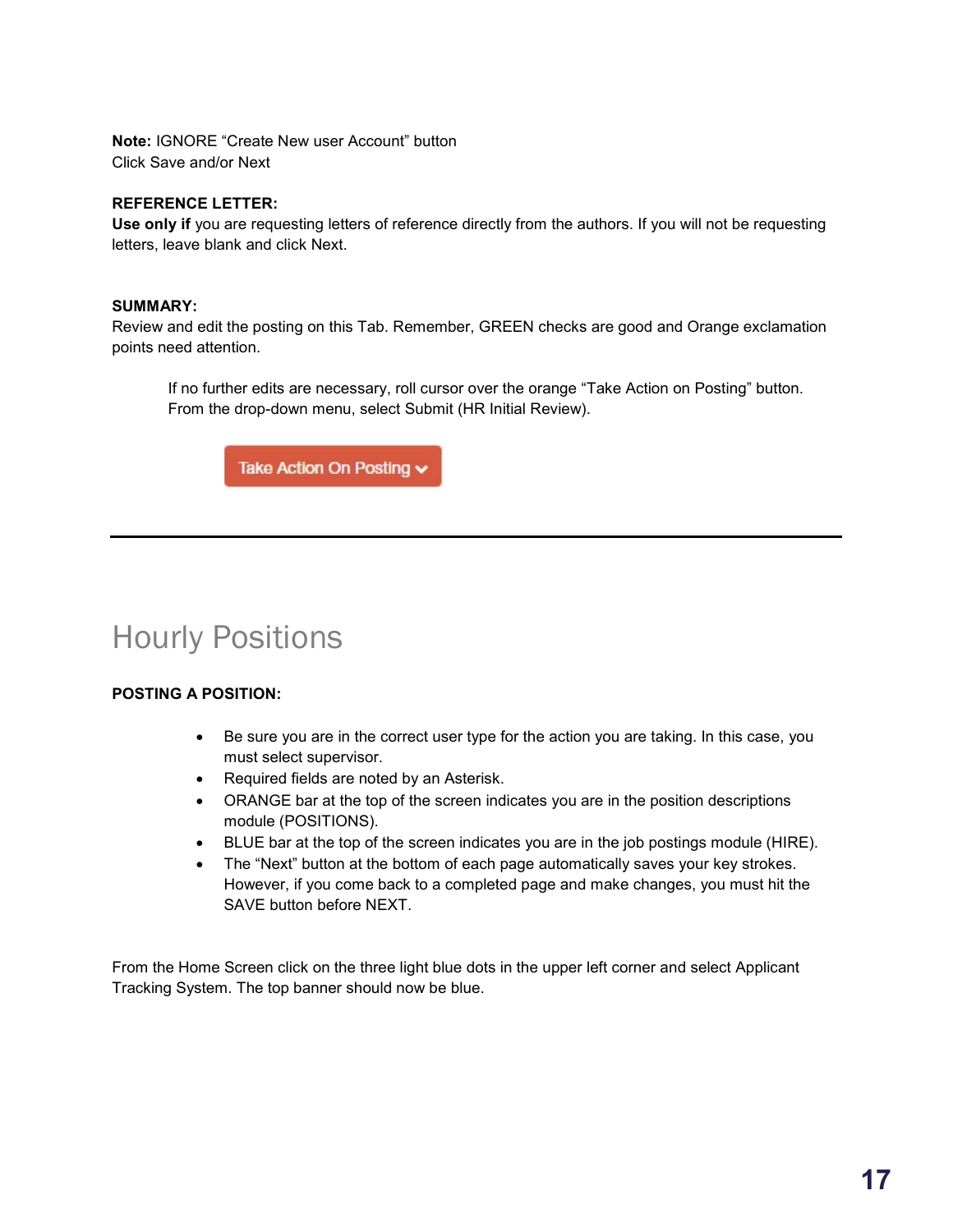**Note:** IGNORE “Create New user Account” button
Click Save and/or Next

**REFERENCE LETTER:**
**Use only if** you are requesting letters of reference directly from the authors. If you will not be requesting letters, leave blank and click Next.

**SUMMARY:**
Review and edit the posting on this Tab. Remember, GREEN checks are good and Orange exclamation points need attention.

> If no further edits are necessary, roll cursor over the orange “Take Action on Posting” button. From the drop-down menu, select Submit (HR Initial Review).

Take Action On Posting

---

# Hourly Positions

**POSTING A POSITION:**

- Be sure you are in the correct user type for the action you are taking. In this case, you must select supervisor.
- Required fields are noted by an Asterisk.
- ORANGE bar at the top of the screen indicates you are in the position descriptions module (POSITIONS).
- BLUE bar at the top of the screen indicates you are in the job postings module (HIRE).
- The “Next” button at the bottom of each page automatically saves your key strokes. However, if you come back to a completed page and make changes, you must hit the SAVE button before NEXT.

From the Home Screen click on the three light blue dots in the upper left corner and select Applicant Tracking System. The top banner should now be blue.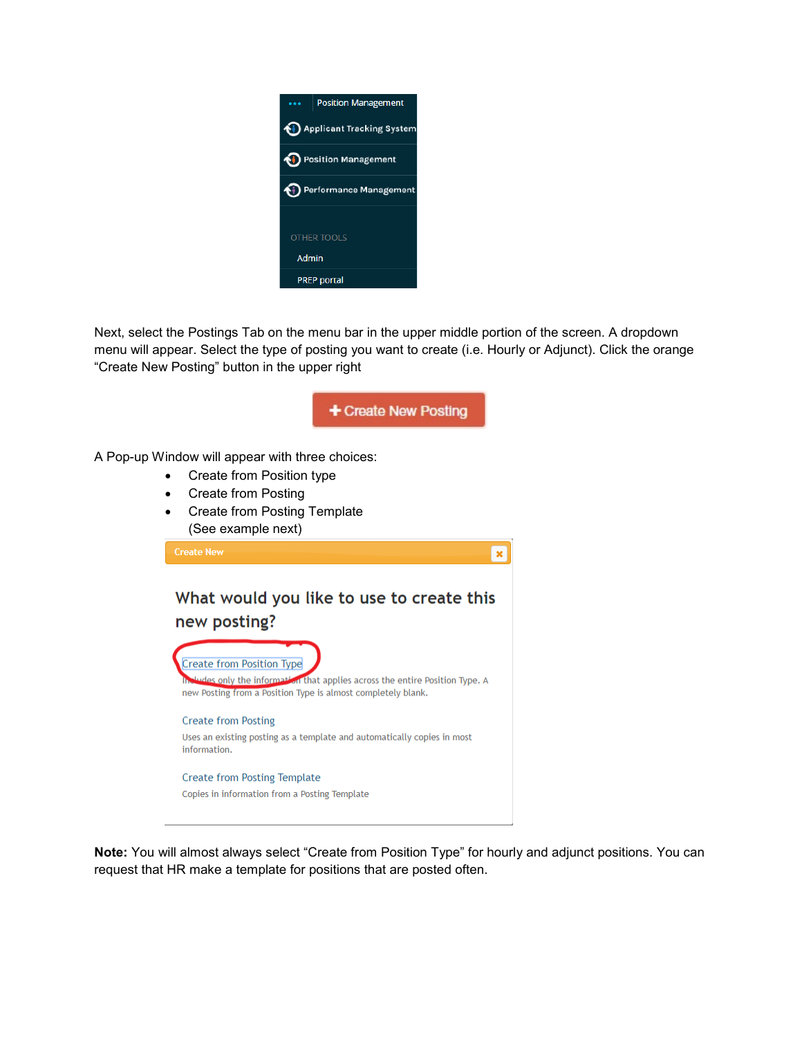Next, select the Postings Tab on the menu bar in the upper middle portion of the screen. A dropdown menu will appear. Select the type of posting you want to create (i.e. Hourly or Adjunct). Click the orange "Create New Posting" button in the upper right

A Pop-up Window will appear with three choices:

- Create from Position type
- Create from Posting
- Create from Posting Template
  (See example next)

**Note:** You will almost always select "Create from Position Type" for hourly and adjunct positions. You can request that HR make a template for positions that are posted often.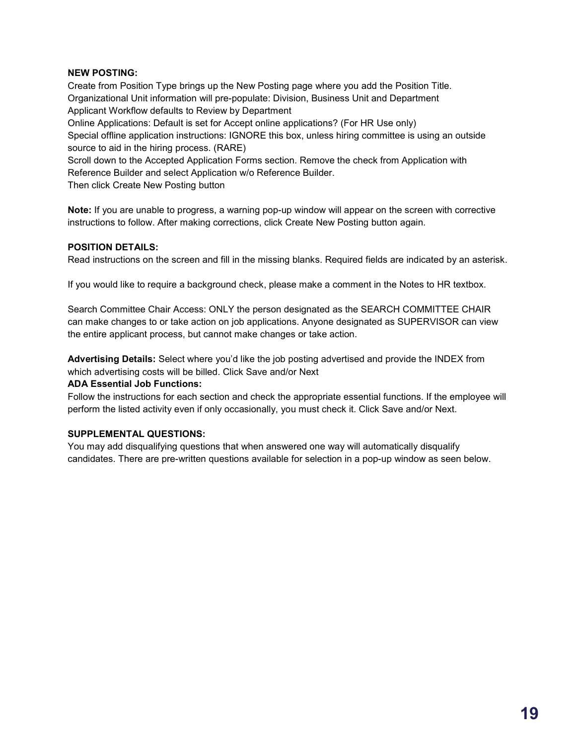**NEW POSTING:**

Create from Position Type brings up the New Posting page where you add the Position Title.
Organizational Unit information will pre-populate: Division, Business Unit and Department
Applicant Workflow defaults to Review by Department
Online Applications: Default is set for Accept online applications? (For HR Use only)
Special offline application instructions: IGNORE this box, unless hiring committee is using an outside source to aid in the hiring process. (RARE)
Scroll down to the Accepted Application Forms section. Remove the check from Application with Reference Builder and select Application w/o Reference Builder.
Then click Create New Posting button

**Note:** If you are unable to progress, a warning pop-up window will appear on the screen with corrective instructions to follow. After making corrections, click Create New Posting button again.

**POSITION DETAILS:**

Read instructions on the screen and fill in the missing blanks. Required fields are indicated by an asterisk.

If you would like to require a background check, please make a comment in the Notes to HR textbox.

Search Committee Chair Access: ONLY the person designated as the SEARCH COMMITTEE CHAIR can make changes to or take action on job applications. Anyone designated as SUPERVISOR can view the entire applicant process, but cannot make changes or take action.

**Advertising Details:** Select where you'd like the job posting advertised and provide the INDEX from which advertising costs will be billed. Click Save and/or Next

**ADA Essential Job Functions:**

Follow the instructions for each section and check the appropriate essential functions. If the employee will perform the listed activity even if only occasionally, you must check it. Click Save and/or Next.

**SUPPLEMENTAL QUESTIONS:**

You may add disqualifying questions that when answered one way will automatically disqualify candidates. There are pre-written questions available for selection in a pop-up window as seen below.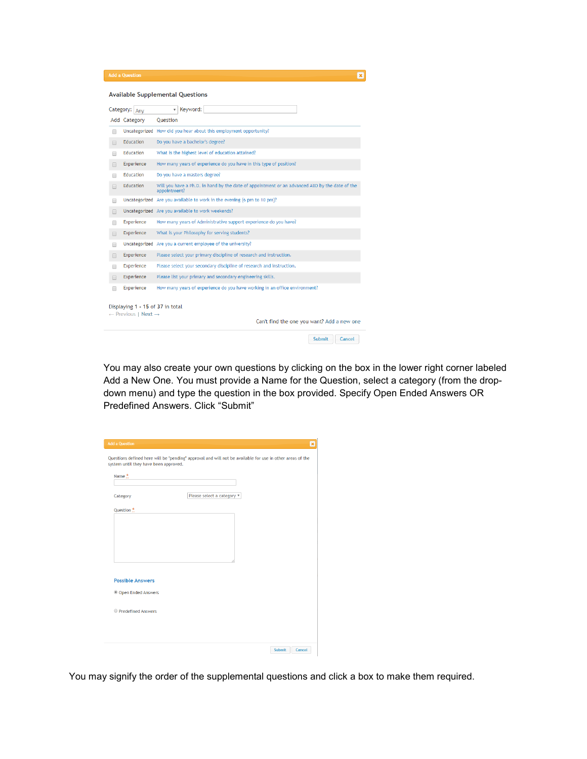Add a Question

Available Supplemental Questions

Category: Any Keyword:

| Add | Category | Question |
|---|---|---|
| | Uncategorized | How did you hear about this employment opportunity? |
| | Education | Do you have a bachelor's degree? |
| | Education | What is the highest level of education attained? |
| | Experience | How many years of experience do you have in this type of position? |
| | Education | Do you have a masters degree? |
| | Education | Will you have a Ph.D. in hand by the date of appointment or an advanced ABD by the date of the appointment? |
| | Uncategorized | Are you available to work in the evening (6 pm to 10 pm)? |
| | Uncategorized | Are you available to work weekends? |
| | Experience | How many years of Administrative support experience do you have? |
| | Experience | What is your Philosophy for serving students? |
| | Uncategorized | Are you a current employee of the university? |
| | Experience | Please select your primary discipline of research and instruction. |
| | Experience | Please select your secondary discipline of research and instruction. |
| | Experience | Please list your primary and secondary engineering skills. |
| | Experience | How many years of experience do you have working in an office environment? |

Displaying 1 - 15 of 37 in total

← Previous | Next →

Can't find the one you want? Add a new one

Submit Cancel

You may also create your own questions by clicking on the box in the lower right corner labeled Add a New One. You must provide a Name for the Question, select a category (from the drop-down menu) and type the question in the box provided. Specify Open Ended Answers OR Predefined Answers. Click "Submit"

Add a Question

Questions defined here will be "pending" approval and will not be available for use in other areas of the system until they have been approved.

Name *

Category Please select a category

Question *

Possible Answers

Open Ended Answers

Predefined Answers

Submit Cancel

You may signify the order of the supplemental questions and click a box to make them required.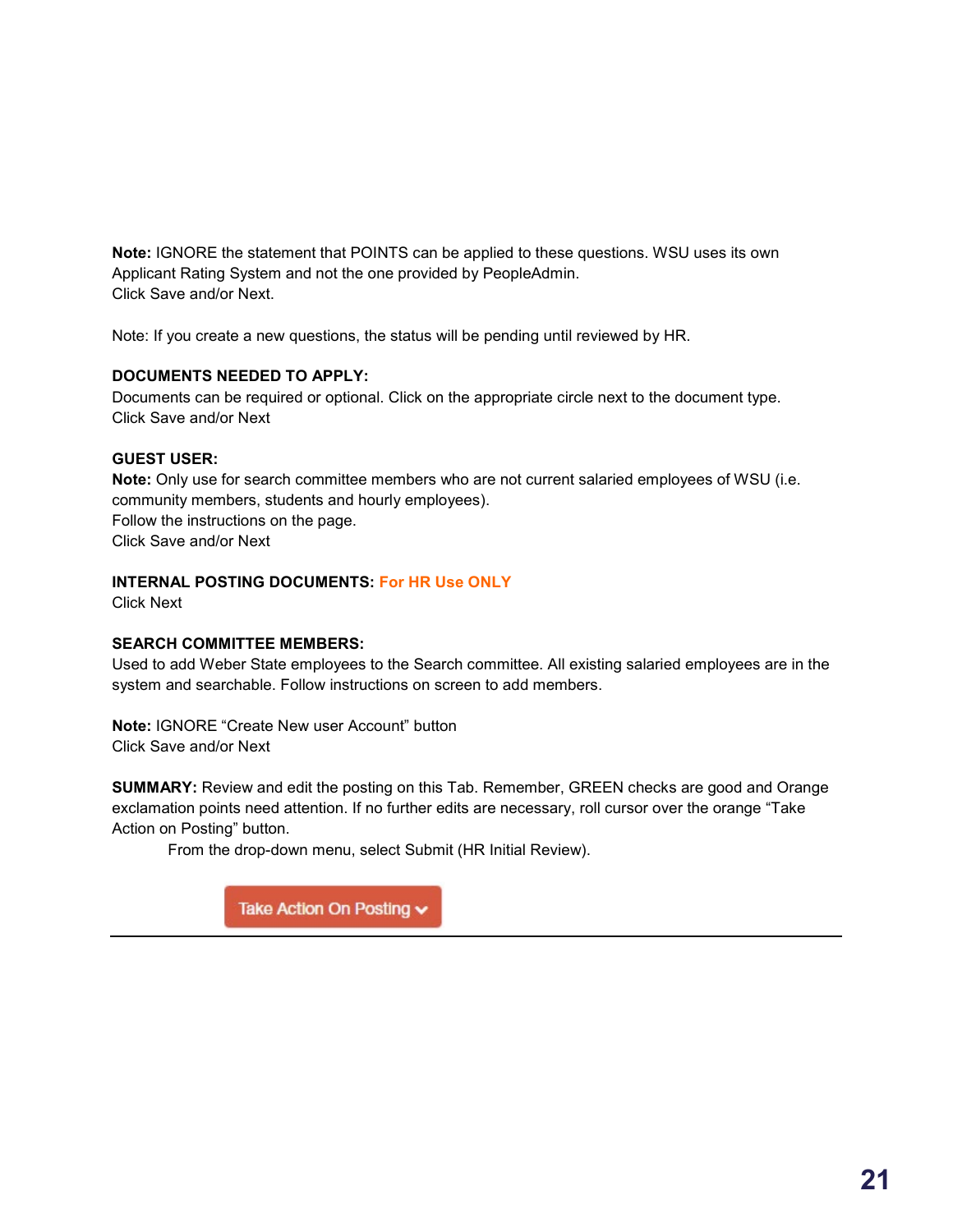**Note:** IGNORE the statement that POINTS can be applied to these questions. WSU uses its own Applicant Rating System and not the one provided by PeopleAdmin.
Click Save and/or Next.

Note: If you create a new questions, the status will be pending until reviewed by HR.

**DOCUMENTS NEEDED TO APPLY:**
Documents can be required or optional. Click on the appropriate circle next to the document type.
Click Save and/or Next

**GUEST USER:**
**Note:** Only use for search committee members who are not current salaried employees of WSU (i.e. community members, students and hourly employees).
Follow the instructions on the page.
Click Save and/or Next

**INTERNAL POSTING DOCUMENTS: For HR Use ONLY**
Click Next

**SEARCH COMMITTEE MEMBERS:**
Used to add Weber State employees to the Search committee. All existing salaried employees are in the system and searchable. Follow instructions on screen to add members.

**Note:** IGNORE "Create New user Account" button
Click Save and/or Next

**SUMMARY:** Review and edit the posting on this Tab. Remember, GREEN checks are good and Orange exclamation points need attention. If no further edits are necessary, roll cursor over the orange "Take Action on Posting" button.

From the drop-down menu, select Submit (HR Initial Review).

Take Action On Posting